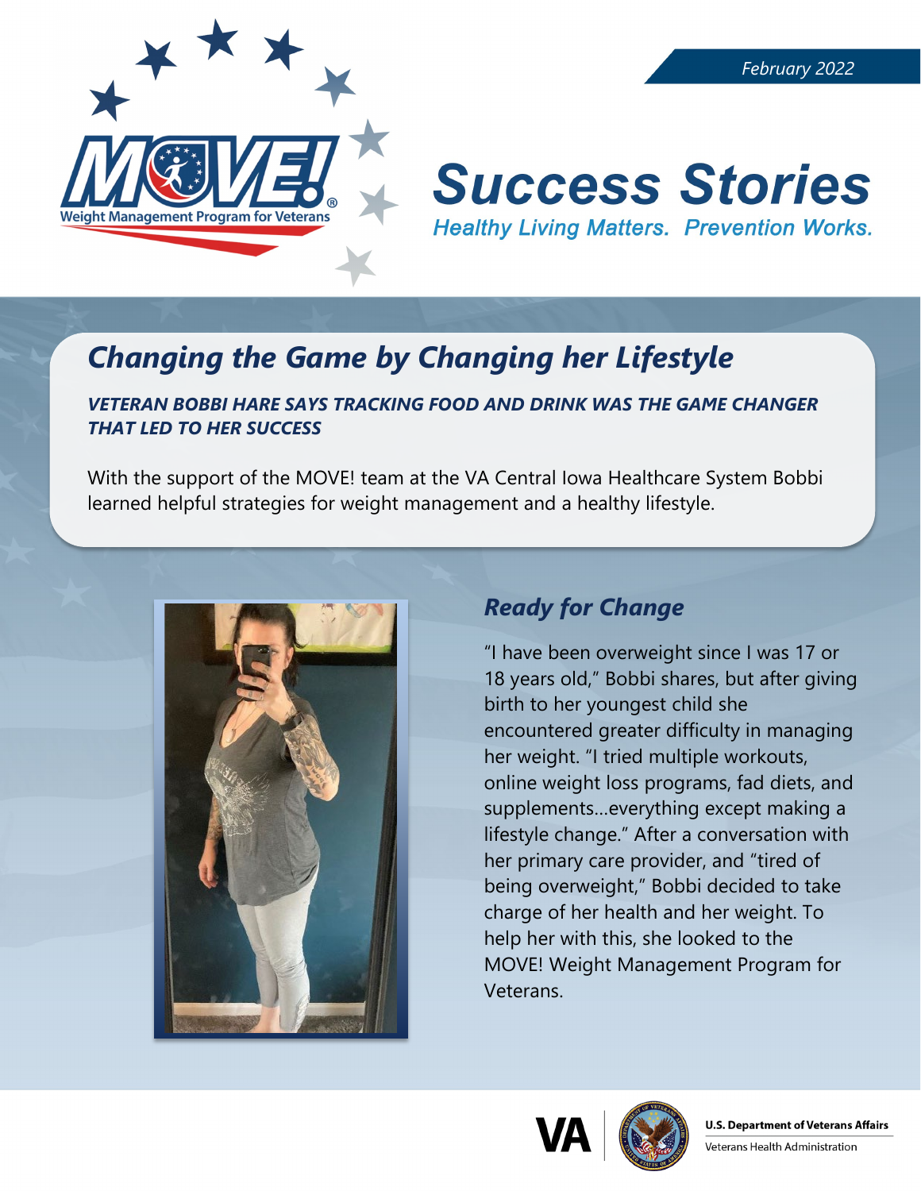February 2022

# Success Stories

*Healthy Living Matters. Prevention Works.*

## *Changing the Game by Changing her Lifestyle*

***VETERAN BOBBI HARE SAYS TRACKING FOOD AND DRINK WAS THE GAME CHANGER THAT LED TO HER SUCCESS***

With the support of the MOVE! team at the VA Central Iowa Healthcare System Bobbi learned helpful strategies for weight management and a healthy lifestyle.

### *Ready for Change*

"I have been overweight since I was 17 or 18 years old," Bobbi shares, but after giving birth to her youngest child she encountered greater difficulty in managing her weight. "I tried multiple workouts, online weight loss programs, fad diets, and supplements…everything except making a lifestyle change." After a conversation with her primary care provider, and "tired of being overweight," Bobbi decided to take charge of her health and her weight. To help her with this, she looked to the MOVE! Weight Management Program for Veterans.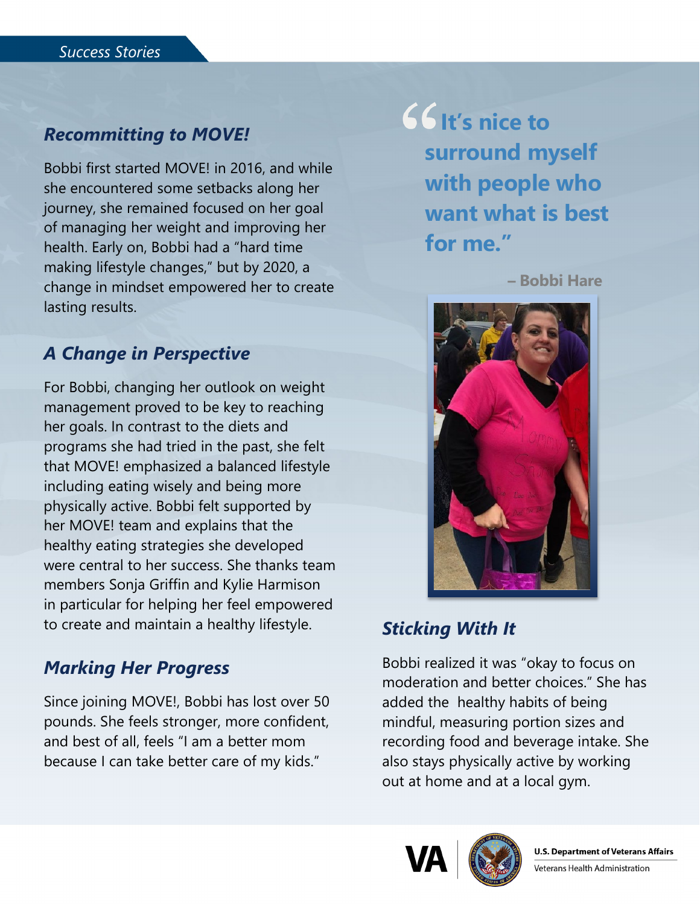*Success Stories*

## *Recommitting to MOVE!*

Bobbi first started MOVE! in 2016, and while she encountered some setbacks along her journey, she remained focused on her goal of managing her weight and improving her health. Early on, Bobbi had a "hard time making lifestyle changes," but by 2020, a change in mindset empowered her to create lasting results.

## *A Change in Perspective*

For Bobbi, changing her outlook on weight management proved to be key to reaching her goals. In contrast to the diets and programs she had tried in the past, she felt that MOVE! emphasized a balanced lifestyle including eating wisely and being more physically active. Bobbi felt supported by her MOVE! team and explains that the healthy eating strategies she developed were central to her success. She thanks team members Sonja Griffin and Kylie Harmison in particular for helping her feel empowered to create and maintain a healthy lifestyle.

## *Marking Her Progress*

Since joining MOVE!, Bobbi has lost over 50 pounds. She feels stronger, more confident, and best of all, feels "I am a better mom because I can take better care of my kids."

> **"It's nice to surround myself with people who want what is best for me."**
>
> **– Bobbi Hare**

## *Sticking With It*

Bobbi realized it was "okay to focus on moderation and better choices." She has added the healthy habits of being mindful, measuring portion sizes and recording food and beverage intake. She also stays physically active by working out at home and at a local gym.

VA | U.S. Department of Veterans Affairs
Veterans Health Administration